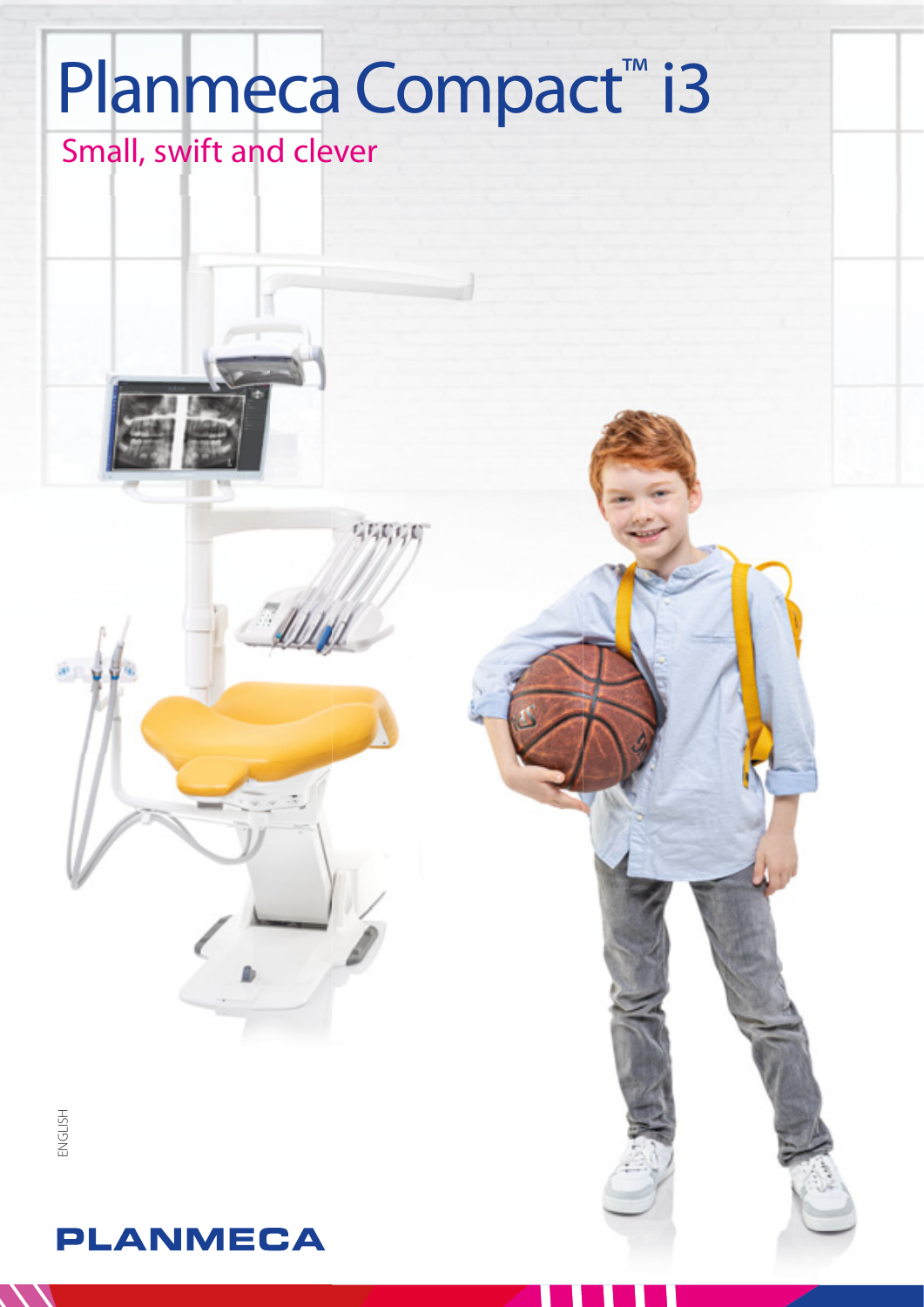# Planmeca Compact™ i3

## Small, swift and clever

ENGLISH

PLANMECA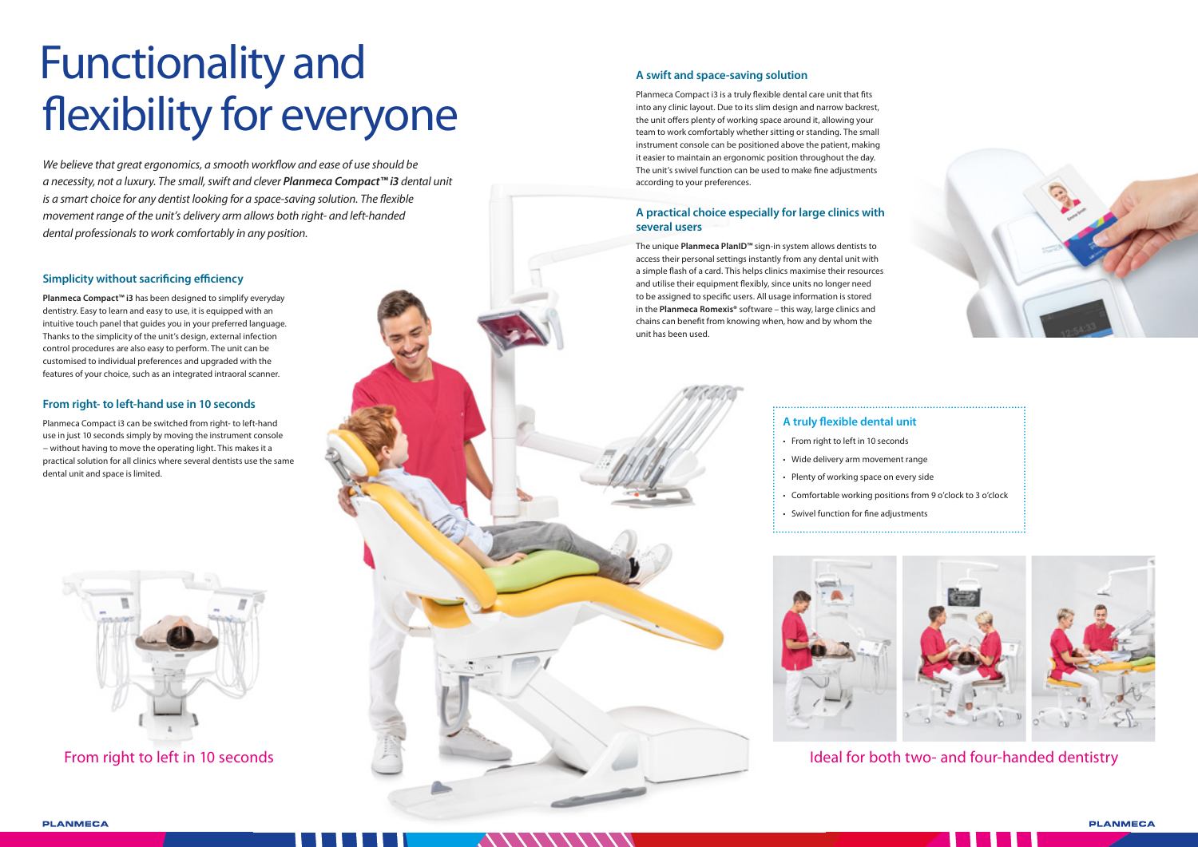# Functionality and flexibility for everyone

*We believe that great ergonomics, a smooth workflow and ease of use should be a necessity, not a luxury. The small, swift and clever **Planmeca Compact™ i3** dental unit is a smart choice for any dentist looking for a space-saving solution. The flexible movement range of the unit's delivery arm allows both right- and left-handed dental professionals to work comfortably in any position.*

### Simplicity without sacrificing efficiency

**Planmeca Compact™ i3** has been designed to simplify everyday dentistry. Easy to learn and easy to use, it is equipped with an intuitive touch panel that guides you in your preferred language. Thanks to the simplicity of the unit's design, external infection control procedures are also easy to perform. The unit can be customised to individual preferences and upgraded with the features of your choice, such as an integrated intraoral scanner.

### From right- to left-hand use in 10 seconds

Planmeca Compact i3 can be switched from right- to left-hand use in just 10 seconds simply by moving the instrument console – without having to move the operating light. This makes it a practical solution for all clinics where several dentists use the same dental unit and space is limited.

From right to left in 10 seconds

### A swift and space-saving solution

Planmeca Compact i3 is a truly flexible dental care unit that fits into any clinic layout. Due to its slim design and narrow backrest, the unit offers plenty of working space around it, allowing your team to work comfortably whether sitting or standing. The small instrument console can be positioned above the patient, making it easier to maintain an ergonomic position throughout the day. The unit's swivel function can be used to make fine adjustments according to your preferences.

### A practical choice especially for large clinics with several users

The unique **Planmeca PlanID™** sign-in system allows dentists to access their personal settings instantly from any dental unit with a simple flash of a card. This helps clinics maximise their resources and utilise their equipment flexibly, since units no longer need to be assigned to specific users. All usage information is stored in the **Planmeca Romexis®** software – this way, large clinics and chains can benefit from knowing when, how and by whom the unit has been used.

### A truly flexible dental unit

- From right to left in 10 seconds
- Wide delivery arm movement range
- Plenty of working space on every side
- Comfortable working positions from 9 o'clock to 3 o'clock
- Swivel function for fine adjustments

Ideal for both two- and four-handed dentistry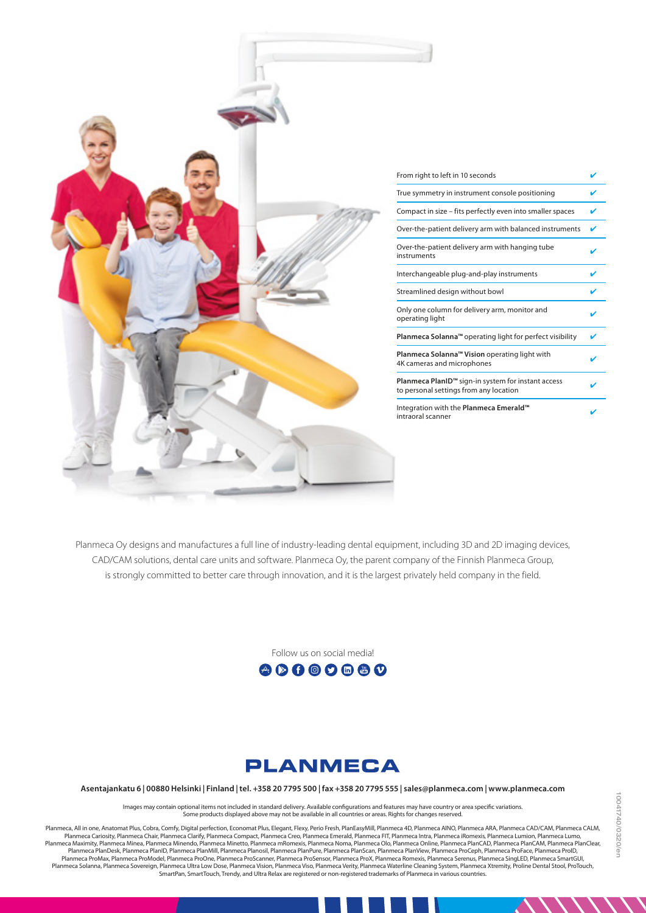| | |
|---|---|
| From right to left in 10 seconds | ✔ |
| True symmetry in instrument console positioning | ✔ |
| Compact in size – fits perfectly even into smaller spaces | ✔ |
| Over-the-patient delivery arm with balanced instruments | ✔ |
| Over-the-patient delivery arm with hanging tube instruments | ✔ |
| Interchangeable plug-and-play instruments | ✔ |
| Streamlined design without bowl | ✔ |
| Only one column for delivery arm, monitor and operating light | ✔ |
| **Planmeca Solanna™** operating light for perfect visibility | ✔ |
| **Planmeca Solanna™ Vision** operating light with 4K cameras and microphones | ✔ |
| **Planmeca PlanID™** sign-in system for instant access to personal settings from any location | ✔ |
| Integration with the **Planmeca Emerald™** intraoral scanner | ✔ |

Planmeca Oy designs and manufactures a full line of industry-leading dental equipment, including 3D and 2D imaging devices, CAD/CAM solutions, dental care units and software. Planmeca Oy, the parent company of the Finnish Planmeca Group, is strongly committed to better care through innovation, and it is the largest privately held company in the field.

Follow us on social media!

**PLANMECA**

**Asentajankatu 6 | 00880 Helsinki | Finland | tel. +358 20 7795 500 | fax +358 20 7795 555 | sales@planmeca.com | www.planmeca.com**

Images may contain optional items not included in standard delivery. Available configurations and features may have country or area specific variations. Some products displayed above may not be available in all countries or areas. Rights for changes reserved.

Planmeca, All in one, Anatomat Plus, Cobra, Comfy, Digital perfection, Economat Plus, Elegant, Flexy, Perio Fresh, PlanEasyMill, Planmeca 4D, Planmeca AINO, Planmeca ARA, Planmeca CAD/CAM, Planmeca CALM, Planmeca Cariosity, Planmeca Chair, Planmeca Clarify, Planmeca Compact, Planmeca Creo, Planmeca Emerald, Planmeca FIT, Planmeca Intra, Planmeca iRomexis, Planmeca Lumion, Planmeca Lumo, Planmeca Maximity, Planmeca Minea, Planmeca Minendo, Planmeca Minetto, Planmeca mRomexis, Planmeca Noma, Planmeca Olo, Planmeca Online, Planmeca PlanCAD, Planmeca PlanCAM, Planmeca PlanClear, Planmeca PlanDesk, Planmeca PlanID, Planmeca PlanMill, Planmeca Planosil, Planmeca PlanPure, Planmeca PlanScan, Planmeca PlanView, Planmeca ProCeph, Planmeca ProFace, Planmeca ProID, Planmeca ProMax, Planmeca ProModel, Planmeca ProOne, Planmeca ProScanner, Planmeca ProSensor, Planmeca ProX, Planmeca Romexis, Planmeca Serenus, Planmeca SingLED, Planmeca SmartGUI, Planmeca Solanna, Planmeca Sovereign, Planmeca Ultra Low Dose, Planmeca Vision, Planmeca Viso, Planmeca Verity, Planmeca Waterline Cleaning System, Planmeca Xtremity, Proline Dental Stool, ProTouch, SmartPan, SmartTouch, Trendy, and Ultra Relax are registered or non-registered trademarks of Planmeca in various countries.

10041740/0320/en